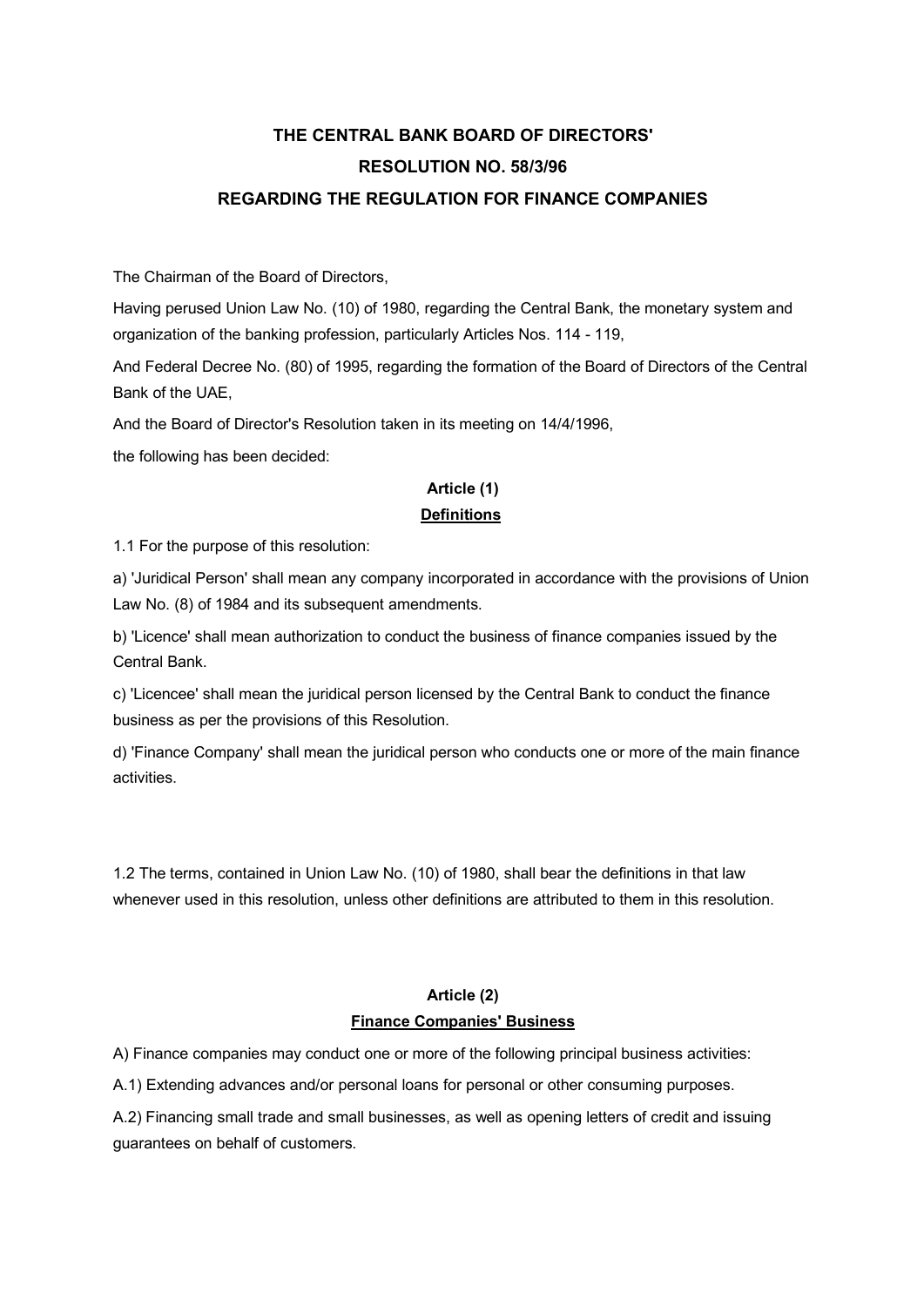# THE CENTRAL BANK BOARD OF DIRECTORS' RESOLUTION NO. 58/3/96 REGARDING THE REGULATION FOR FINANCE COMPANIES

The Chairman of the Board of Directors,

Having perused Union Law No. (10) of 1980, regarding the Central Bank, the monetary system and organization of the banking profession, particularly Articles Nos. 114 - 119,

And Federal Decree No. (80) of 1995, regarding the formation of the Board of Directors of the Central Bank of the UAE,

And the Board of Director's Resolution taken in its meeting on 14/4/1996,

the following has been decided:

## Article (1)

### Definitions

1.1 For the purpose of this resolution:

a) 'Juridical Person' shall mean any company incorporated in accordance with the provisions of Union Law No. (8) of 1984 and its subsequent amendments.

b) 'Licence' shall mean authorization to conduct the business of finance companies issued by the Central Bank.

c) 'Licencee' shall mean the juridical person licensed by the Central Bank to conduct the finance business as per the provisions of this Resolution.

d) 'Finance Company' shall mean the juridical person who conducts one or more of the main finance activities.

1.2 The terms, contained in Union Law No. (10) of 1980, shall bear the definitions in that law whenever used in this resolution, unless other definitions are attributed to them in this resolution.

## Article (2)

### Finance Companies' Business

A) Finance companies may conduct one or more of the following principal business activities:

A.1) Extending advances and/or personal loans for personal or other consuming purposes.

A.2) Financing small trade and small businesses, as well as opening letters of credit and issuing guarantees on behalf of customers.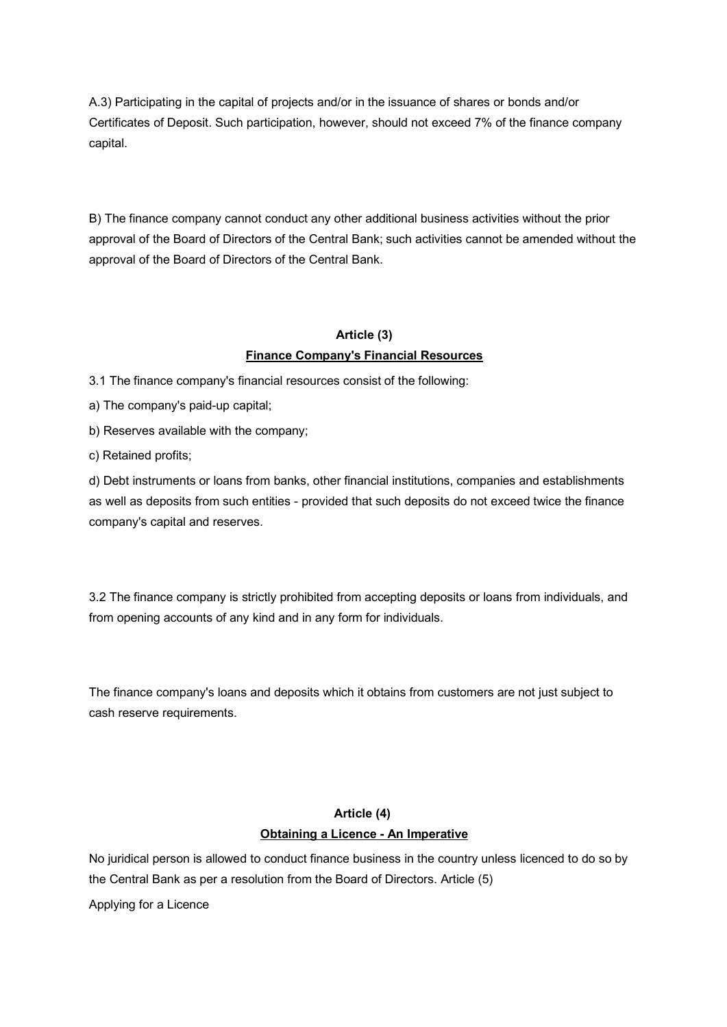A.3) Participating in the capital of projects and/or in the issuance of shares or bonds and/or Certificates of Deposit. Such participation, however, should not exceed 7% of the finance company capital.

B) The finance company cannot conduct any other additional business activities without the prior approval of the Board of Directors of the Central Bank; such activities cannot be amended without the approval of the Board of Directors of the Central Bank.

## Article (3)
## Finance Company's Financial Resources

3.1 The finance company's financial resources consist of the following:

a) The company's paid-up capital;

b) Reserves available with the company;

c) Retained profits;

d) Debt instruments or loans from banks, other financial institutions, companies and establishments as well as deposits from such entities - provided that such deposits do not exceed twice the finance company's capital and reserves.

3.2 The finance company is strictly prohibited from accepting deposits or loans from individuals, and from opening accounts of any kind and in any form for individuals.

The finance company's loans and deposits which it obtains from customers are not just subject to cash reserve requirements.

## Article (4)
## Obtaining a Licence - An Imperative

No juridical person is allowed to conduct finance business in the country unless licenced to do so by the Central Bank as per a resolution from the Board of Directors. Article (5)

Applying for a Licence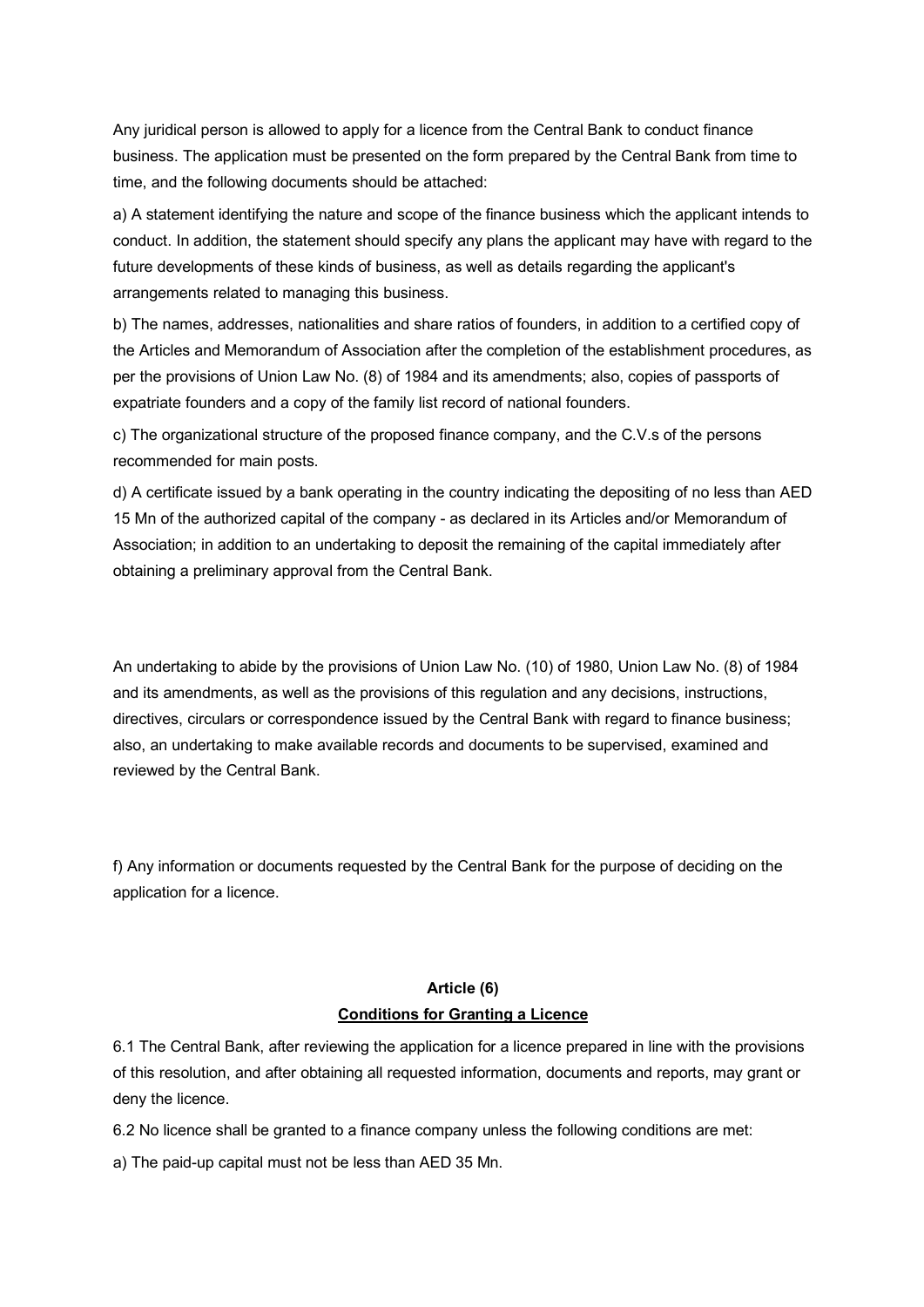Any juridical person is allowed to apply for a licence from the Central Bank to conduct finance business. The application must be presented on the form prepared by the Central Bank from time to time, and the following documents should be attached:

a) A statement identifying the nature and scope of the finance business which the applicant intends to conduct. In addition, the statement should specify any plans the applicant may have with regard to the future developments of these kinds of business, as well as details regarding the applicant's arrangements related to managing this business.

b) The names, addresses, nationalities and share ratios of founders, in addition to a certified copy of the Articles and Memorandum of Association after the completion of the establishment procedures, as per the provisions of Union Law No. (8) of 1984 and its amendments; also, copies of passports of expatriate founders and a copy of the family list record of national founders.

c) The organizational structure of the proposed finance company, and the C.V.s of the persons recommended for main posts.

d) A certificate issued by a bank operating in the country indicating the depositing of no less than AED 15 Mn of the authorized capital of the company - as declared in its Articles and/or Memorandum of Association; in addition to an undertaking to deposit the remaining of the capital immediately after obtaining a preliminary approval from the Central Bank.

An undertaking to abide by the provisions of Union Law No. (10) of 1980, Union Law No. (8) of 1984 and its amendments, as well as the provisions of this regulation and any decisions, instructions, directives, circulars or correspondence issued by the Central Bank with regard to finance business; also, an undertaking to make available records and documents to be supervised, examined and reviewed by the Central Bank.

f) Any information or documents requested by the Central Bank for the purpose of deciding on the application for a licence.

## Article (6)
## Conditions for Granting a Licence

6.1 The Central Bank, after reviewing the application for a licence prepared in line with the provisions of this resolution, and after obtaining all requested information, documents and reports, may grant or deny the licence.

6.2 No licence shall be granted to a finance company unless the following conditions are met:

a) The paid-up capital must not be less than AED 35 Mn.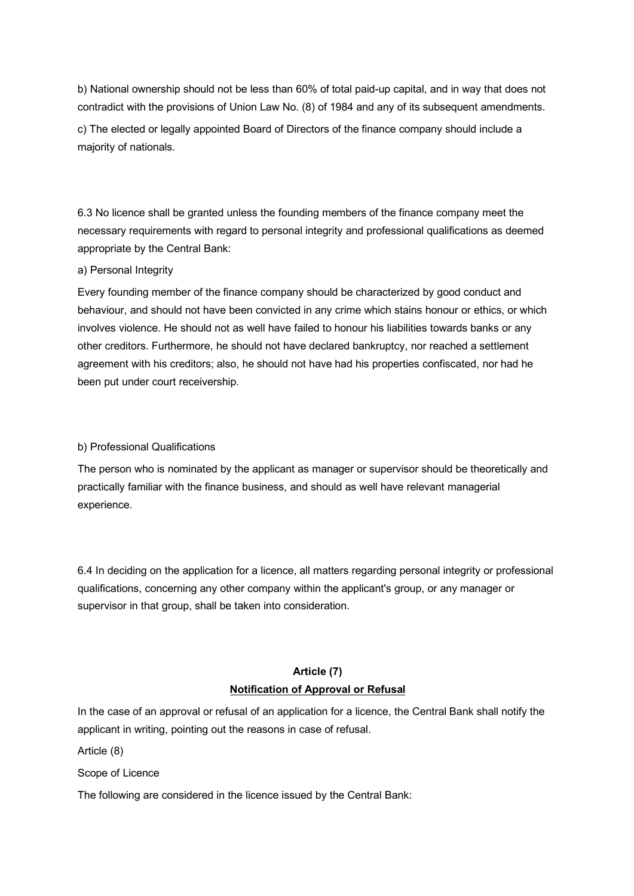b) National ownership should not be less than 60% of total paid-up capital, and in way that does not contradict with the provisions of Union Law No. (8) of 1984 and any of its subsequent amendments.

c) The elected or legally appointed Board of Directors of the finance company should include a majority of nationals.

6.3 No licence shall be granted unless the founding members of the finance company meet the necessary requirements with regard to personal integrity and professional qualifications as deemed appropriate by the Central Bank:

a) Personal Integrity

Every founding member of the finance company should be characterized by good conduct and behaviour, and should not have been convicted in any crime which stains honour or ethics, or which involves violence. He should not as well have failed to honour his liabilities towards banks or any other creditors. Furthermore, he should not have declared bankruptcy, nor reached a settlement agreement with his creditors; also, he should not have had his properties confiscated, nor had he been put under court receivership.

b) Professional Qualifications

The person who is nominated by the applicant as manager or supervisor should be theoretically and practically familiar with the finance business, and should as well have relevant managerial experience.

6.4 In deciding on the application for a licence, all matters regarding personal integrity or professional qualifications, concerning any other company within the applicant's group, or any manager or supervisor in that group, shall be taken into consideration.

## Article (7)
## Notification of Approval or Refusal

In the case of an approval or refusal of an application for a licence, the Central Bank shall notify the applicant in writing, pointing out the reasons in case of refusal.

Article (8)

Scope of Licence

The following are considered in the licence issued by the Central Bank: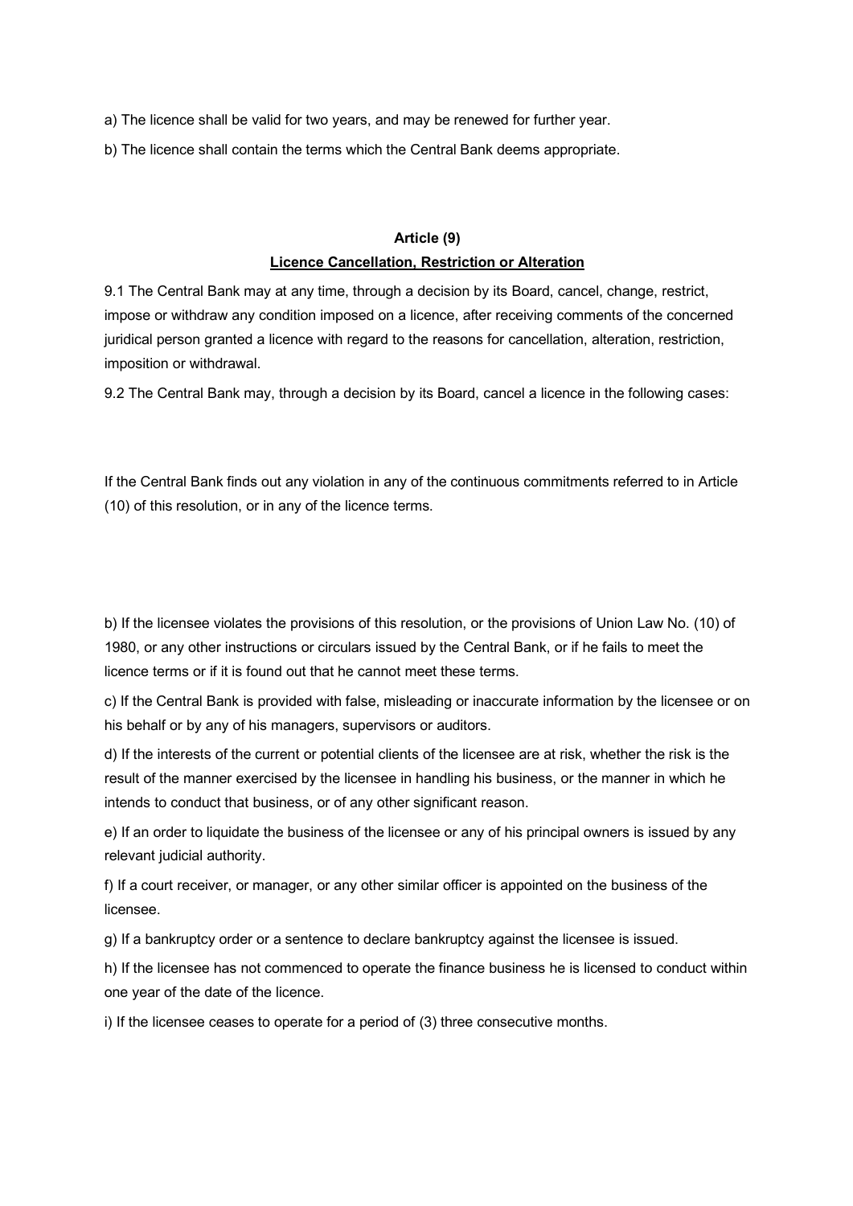a) The licence shall be valid for two years, and may be renewed for further year.

b) The licence shall contain the terms which the Central Bank deems appropriate.

**Article (9)**

**Licence Cancellation, Restriction or Alteration**

9.1 The Central Bank may at any time, through a decision by its Board, cancel, change, restrict, impose or withdraw any condition imposed on a licence, after receiving comments of the concerned juridical person granted a licence with regard to the reasons for cancellation, alteration, restriction, imposition or withdrawal.

9.2 The Central Bank may, through a decision by its Board, cancel a licence in the following cases:

If the Central Bank finds out any violation in any of the continuous commitments referred to in Article (10) of this resolution, or in any of the licence terms.

b) If the licensee violates the provisions of this resolution, or the provisions of Union Law No. (10) of 1980, or any other instructions or circulars issued by the Central Bank, or if he fails to meet the licence terms or if it is found out that he cannot meet these terms.

c) If the Central Bank is provided with false, misleading or inaccurate information by the licensee or on his behalf or by any of his managers, supervisors or auditors.

d) If the interests of the current or potential clients of the licensee are at risk, whether the risk is the result of the manner exercised by the licensee in handling his business, or the manner in which he intends to conduct that business, or of any other significant reason.

e) If an order to liquidate the business of the licensee or any of his principal owners is issued by any relevant judicial authority.

f) If a court receiver, or manager, or any other similar officer is appointed on the business of the licensee.

g) If a bankruptcy order or a sentence to declare bankruptcy against the licensee is issued.

h) If the licensee has not commenced to operate the finance business he is licensed to conduct within one year of the date of the licence.

i) If the licensee ceases to operate for a period of (3) three consecutive months.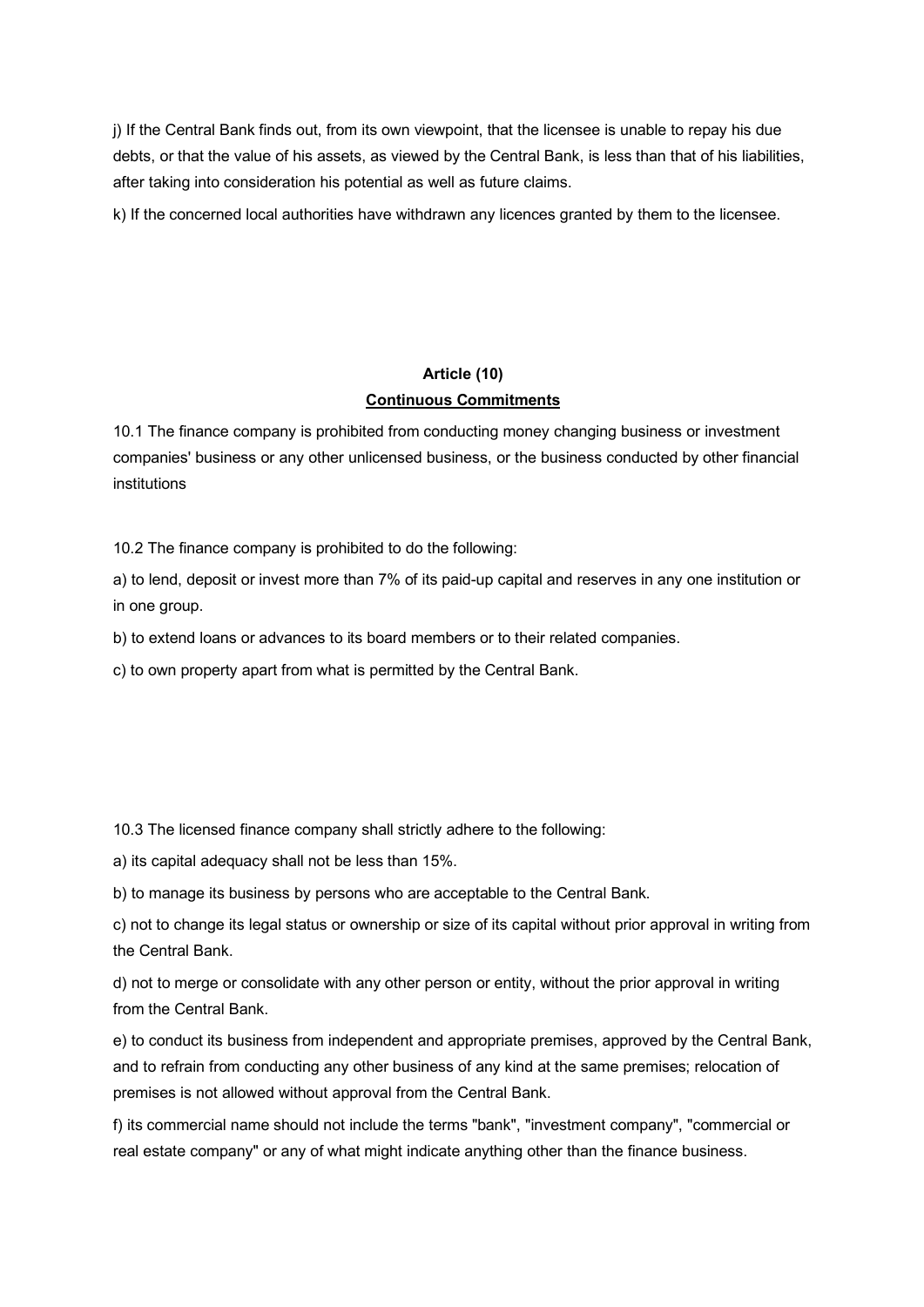j) If the Central Bank finds out, from its own viewpoint, that the licensee is unable to repay his due debts, or that the value of his assets, as viewed by the Central Bank, is less than that of his liabilities, after taking into consideration his potential as well as future claims.

k) If the concerned local authorities have withdrawn any licences granted by them to the licensee.

## Article (10)

## Continuous Commitments

10.1 The finance company is prohibited from conducting money changing business or investment companies' business or any other unlicensed business, or the business conducted by other financial institutions

10.2 The finance company is prohibited to do the following:

a) to lend, deposit or invest more than 7% of its paid-up capital and reserves in any one institution or in one group.

b) to extend loans or advances to its board members or to their related companies.

c) to own property apart from what is permitted by the Central Bank.

10.3 The licensed finance company shall strictly adhere to the following:

a) its capital adequacy shall not be less than 15%.

b) to manage its business by persons who are acceptable to the Central Bank.

c) not to change its legal status or ownership or size of its capital without prior approval in writing from the Central Bank.

d) not to merge or consolidate with any other person or entity, without the prior approval in writing from the Central Bank.

e) to conduct its business from independent and appropriate premises, approved by the Central Bank, and to refrain from conducting any other business of any kind at the same premises; relocation of premises is not allowed without approval from the Central Bank.

f) its commercial name should not include the terms "bank", "investment company", "commercial or real estate company" or any of what might indicate anything other than the finance business.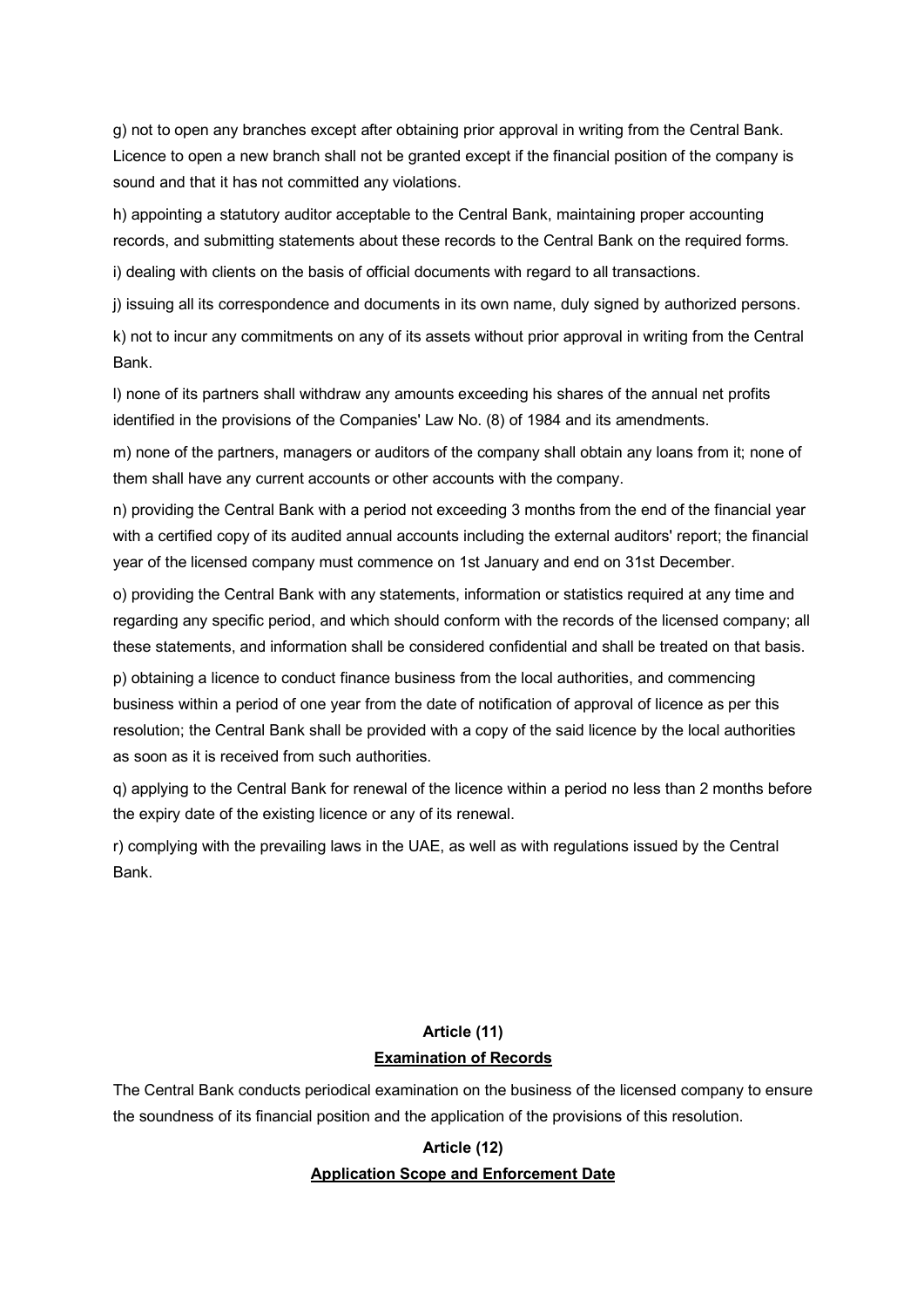g) not to open any branches except after obtaining prior approval in writing from the Central Bank. Licence to open a new branch shall not be granted except if the financial position of the company is sound and that it has not committed any violations.

h) appointing a statutory auditor acceptable to the Central Bank, maintaining proper accounting records, and submitting statements about these records to the Central Bank on the required forms.

i) dealing with clients on the basis of official documents with regard to all transactions.

j) issuing all its correspondence and documents in its own name, duly signed by authorized persons.

k) not to incur any commitments on any of its assets without prior approval in writing from the Central Bank.

l) none of its partners shall withdraw any amounts exceeding his shares of the annual net profits identified in the provisions of the Companies' Law No. (8) of 1984 and its amendments.

m) none of the partners, managers or auditors of the company shall obtain any loans from it; none of them shall have any current accounts or other accounts with the company.

n) providing the Central Bank with a period not exceeding 3 months from the end of the financial year with a certified copy of its audited annual accounts including the external auditors' report; the financial year of the licensed company must commence on 1st January and end on 31st December.

o) providing the Central Bank with any statements, information or statistics required at any time and regarding any specific period, and which should conform with the records of the licensed company; all these statements, and information shall be considered confidential and shall be treated on that basis.

p) obtaining a licence to conduct finance business from the local authorities, and commencing business within a period of one year from the date of notification of approval of licence as per this resolution; the Central Bank shall be provided with a copy of the said licence by the local authorities as soon as it is received from such authorities.

q) applying to the Central Bank for renewal of the licence within a period no less than 2 months before the expiry date of the existing licence or any of its renewal.

r) complying with the prevailing laws in the UAE, as well as with regulations issued by the Central Bank.

## Article (11)
## Examination of Records

The Central Bank conducts periodical examination on the business of the licensed company to ensure the soundness of its financial position and the application of the provisions of this resolution.

## Article (12)
## Application Scope and Enforcement Date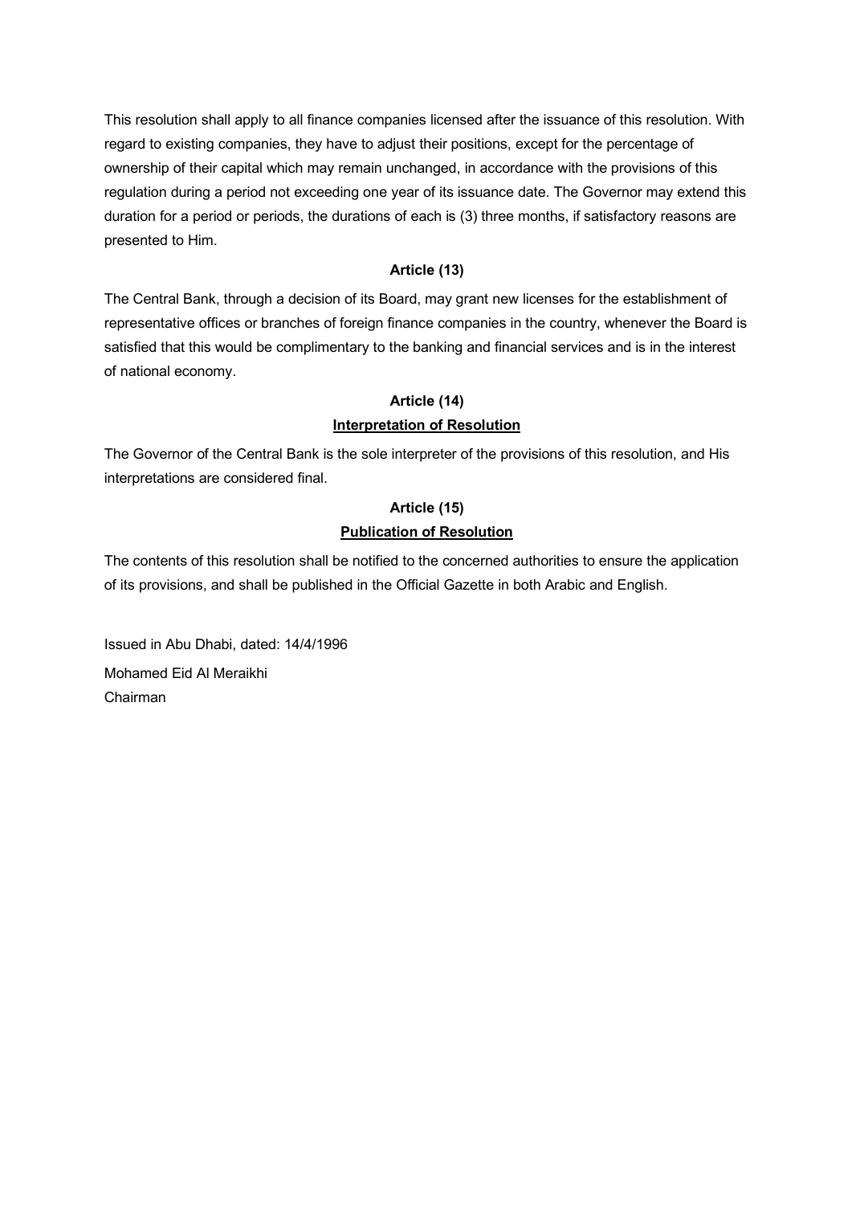This resolution shall apply to all finance companies licensed after the issuance of this resolution. With regard to existing companies, they have to adjust their positions, except for the percentage of ownership of their capital which may remain unchanged, in accordance with the provisions of this regulation during a period not exceeding one year of its issuance date. The Governor may extend this duration for a period or periods, the durations of each is (3) three months, if satisfactory reasons are presented to Him.

**Article (13)**

The Central Bank, through a decision of its Board, may grant new licenses for the establishment of representative offices or branches of foreign finance companies in the country, whenever the Board is satisfied that this would be complimentary to the banking and financial services and is in the interest of national economy.

**Article (14)**

**Interpretation of Resolution**

The Governor of the Central Bank is the sole interpreter of the provisions of this resolution, and His interpretations are considered final.

**Article (15)**

**Publication of Resolution**

The contents of this resolution shall be notified to the concerned authorities to ensure the application of its provisions, and shall be published in the Official Gazette in both Arabic and English.

Issued in Abu Dhabi, dated: 14/4/1996

Mohamed Eid Al Meraikhi

Chairman